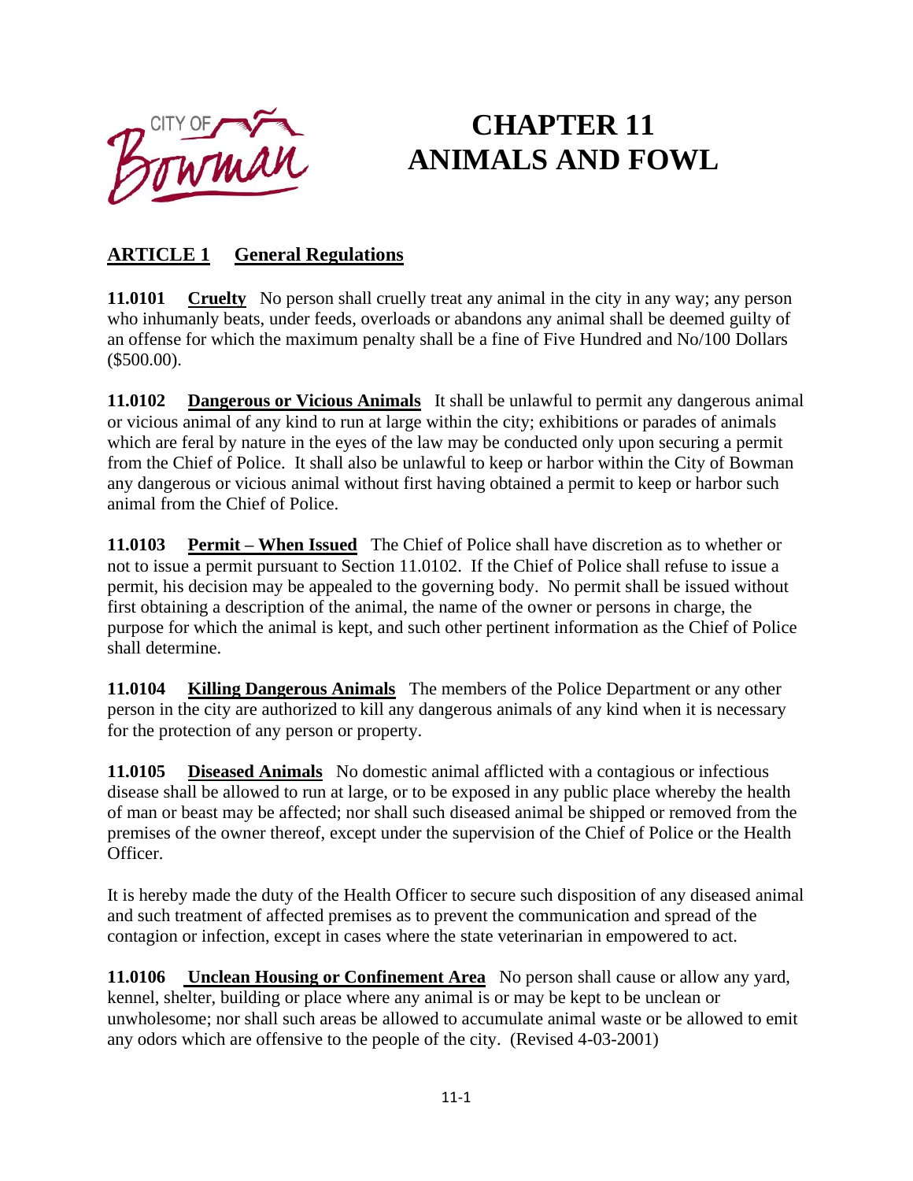# CHAPTER 11
# ANIMALS AND FOWL

## ARTICLE 1 General Regulations

**11.0101 Cruelty** No person shall cruelly treat any animal in the city in any way; any person who inhumanly beats, under feeds, overloads or abandons any animal shall be deemed guilty of an offense for which the maximum penalty shall be a fine of Five Hundred and No/100 Dollars ($500.00).

**11.0102 Dangerous or Vicious Animals** It shall be unlawful to permit any dangerous animal or vicious animal of any kind to run at large within the city; exhibitions or parades of animals which are feral by nature in the eyes of the law may be conducted only upon securing a permit from the Chief of Police. It shall also be unlawful to keep or harbor within the City of Bowman any dangerous or vicious animal without first having obtained a permit to keep or harbor such animal from the Chief of Police.

**11.0103 Permit – When Issued** The Chief of Police shall have discretion as to whether or not to issue a permit pursuant to Section 11.0102. If the Chief of Police shall refuse to issue a permit, his decision may be appealed to the governing body. No permit shall be issued without first obtaining a description of the animal, the name of the owner or persons in charge, the purpose for which the animal is kept, and such other pertinent information as the Chief of Police shall determine.

**11.0104 Killing Dangerous Animals** The members of the Police Department or any other person in the city are authorized to kill any dangerous animals of any kind when it is necessary for the protection of any person or property.

**11.0105 Diseased Animals** No domestic animal afflicted with a contagious or infectious disease shall be allowed to run at large, or to be exposed in any public place whereby the health of man or beast may be affected; nor shall such diseased animal be shipped or removed from the premises of the owner thereof, except under the supervision of the Chief of Police or the Health Officer.

It is hereby made the duty of the Health Officer to secure such disposition of any diseased animal and such treatment of affected premises as to prevent the communication and spread of the contagion or infection, except in cases where the state veterinarian in empowered to act.

**11.0106 Unclean Housing or Confinement Area** No person shall cause or allow any yard, kennel, shelter, building or place where any animal is or may be kept to be unclean or unwholesome; nor shall such areas be allowed to accumulate animal waste or be allowed to emit any odors which are offensive to the people of the city. (Revised 4-03-2001)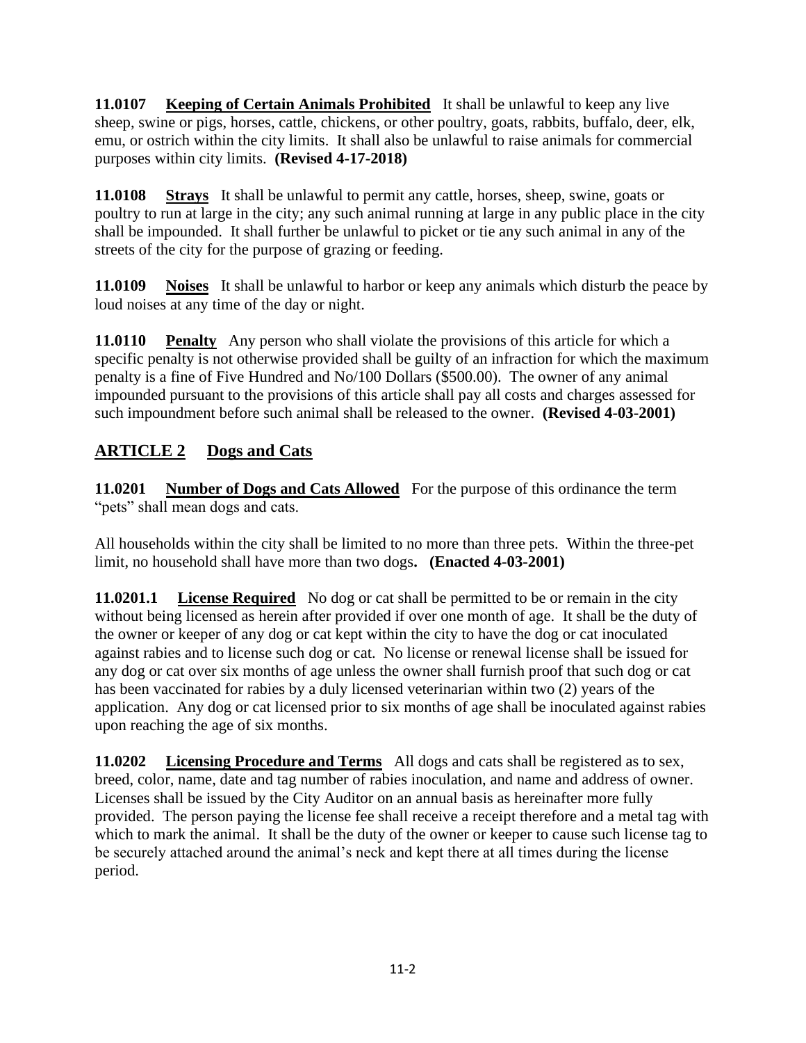**11.0107 Keeping of Certain Animals Prohibited** It shall be unlawful to keep any live sheep, swine or pigs, horses, cattle, chickens, or other poultry, goats, rabbits, buffalo, deer, elk, emu, or ostrich within the city limits. It shall also be unlawful to raise animals for commercial purposes within city limits. **(Revised 4-17-2018)**

**11.0108 Strays** It shall be unlawful to permit any cattle, horses, sheep, swine, goats or poultry to run at large in the city; any such animal running at large in any public place in the city shall be impounded. It shall further be unlawful to picket or tie any such animal in any of the streets of the city for the purpose of grazing or feeding.

**11.0109 Noises** It shall be unlawful to harbor or keep any animals which disturb the peace by loud noises at any time of the day or night.

**11.0110 Penalty** Any person who shall violate the provisions of this article for which a specific penalty is not otherwise provided shall be guilty of an infraction for which the maximum penalty is a fine of Five Hundred and No/100 Dollars ($500.00). The owner of any animal impounded pursuant to the provisions of this article shall pay all costs and charges assessed for such impoundment before such animal shall be released to the owner. **(Revised 4-03-2001)**

## ARTICLE 2 Dogs and Cats

**11.0201 Number of Dogs and Cats Allowed** For the purpose of this ordinance the term "pets" shall mean dogs and cats.

All households within the city shall be limited to no more than three pets. Within the three-pet limit, no household shall have more than two dogs**. (Enacted 4-03-2001)**

**11.0201.1 License Required** No dog or cat shall be permitted to be or remain in the city without being licensed as herein after provided if over one month of age. It shall be the duty of the owner or keeper of any dog or cat kept within the city to have the dog or cat inoculated against rabies and to license such dog or cat. No license or renewal license shall be issued for any dog or cat over six months of age unless the owner shall furnish proof that such dog or cat has been vaccinated for rabies by a duly licensed veterinarian within two (2) years of the application. Any dog or cat licensed prior to six months of age shall be inoculated against rabies upon reaching the age of six months.

**11.0202 Licensing Procedure and Terms** All dogs and cats shall be registered as to sex, breed, color, name, date and tag number of rabies inoculation, and name and address of owner. Licenses shall be issued by the City Auditor on an annual basis as hereinafter more fully provided. The person paying the license fee shall receive a receipt therefore and a metal tag with which to mark the animal. It shall be the duty of the owner or keeper to cause such license tag to be securely attached around the animal's neck and kept there at all times during the license period.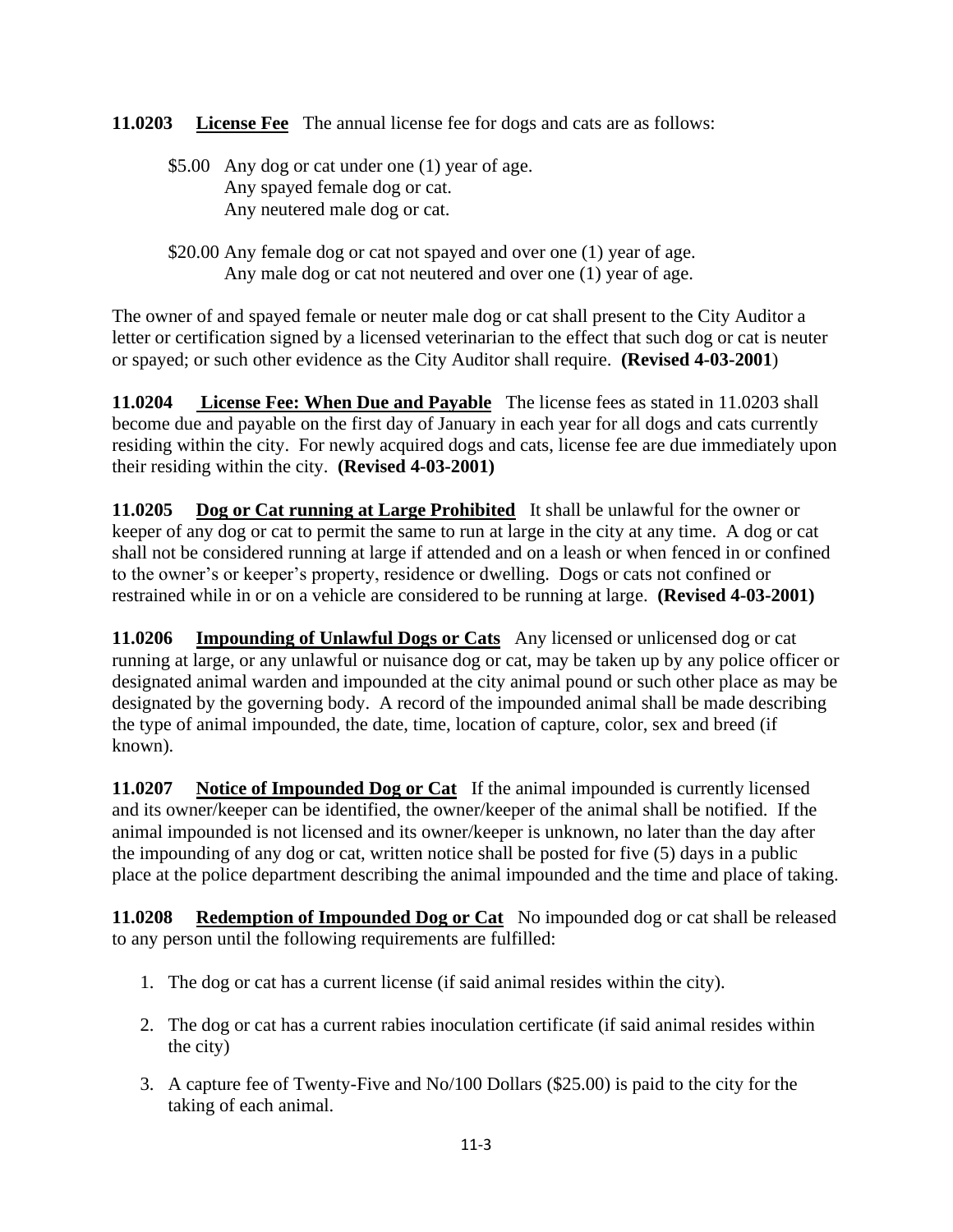**11.0203 <u>License Fee</u>** The annual license fee for dogs and cats are as follows:

$5.00 Any dog or cat under one (1) year of age.
Any spayed female dog or cat.
Any neutered male dog or cat.

$20.00 Any female dog or cat not spayed and over one (1) year of age.
Any male dog or cat not neutered and over one (1) year of age.

The owner of and spayed female or neuter male dog or cat shall present to the City Auditor a letter or certification signed by a licensed veterinarian to the effect that such dog or cat is neuter or spayed; or such other evidence as the City Auditor shall require. **(Revised 4-03-2001**)

**11.0204 <u>License Fee: When Due and Payable</u>** The license fees as stated in 11.0203 shall become due and payable on the first day of January in each year for all dogs and cats currently residing within the city. For newly acquired dogs and cats, license fee are due immediately upon their residing within the city. **(Revised 4-03-2001)**

**11.0205 <u>Dog or Cat running at Large Prohibited</u>** It shall be unlawful for the owner or keeper of any dog or cat to permit the same to run at large in the city at any time. A dog or cat shall not be considered running at large if attended and on a leash or when fenced in or confined to the owner's or keeper's property, residence or dwelling. Dogs or cats not confined or restrained while in or on a vehicle are considered to be running at large. **(Revised 4-03-2001)**

**11.0206 <u>Impounding of Unlawful Dogs or Cats</u>** Any licensed or unlicensed dog or cat running at large, or any unlawful or nuisance dog or cat, may be taken up by any police officer or designated animal warden and impounded at the city animal pound or such other place as may be designated by the governing body. A record of the impounded animal shall be made describing the type of animal impounded, the date, time, location of capture, color, sex and breed (if known).

**11.0207 <u>Notice of Impounded Dog or Cat</u>** If the animal impounded is currently licensed and its owner/keeper can be identified, the owner/keeper of the animal shall be notified. If the animal impounded is not licensed and its owner/keeper is unknown, no later than the day after the impounding of any dog or cat, written notice shall be posted for five (5) days in a public place at the police department describing the animal impounded and the time and place of taking.

**11.0208 <u>Redemption of Impounded Dog or Cat</u>** No impounded dog or cat shall be released to any person until the following requirements are fulfilled:

1. The dog or cat has a current license (if said animal resides within the city).
2. The dog or cat has a current rabies inoculation certificate (if said animal resides within the city)
3. A capture fee of Twenty-Five and No/100 Dollars ($25.00) is paid to the city for the taking of each animal.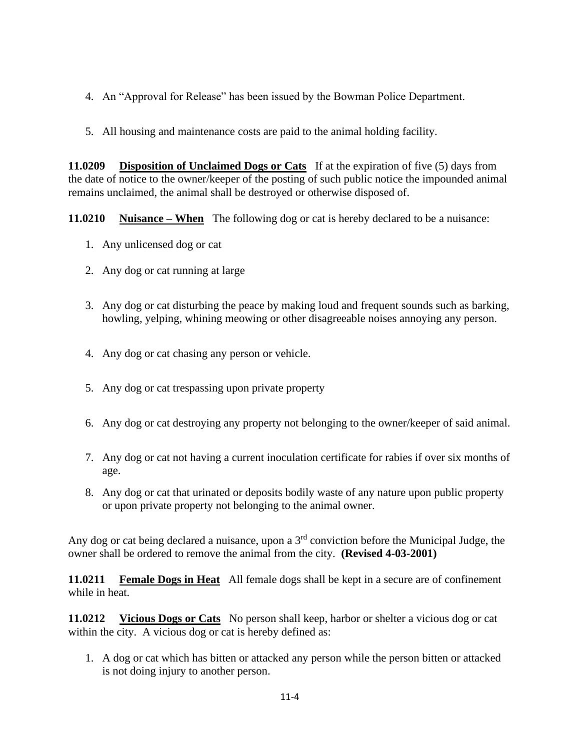4. An "Approval for Release" has been issued by the Bowman Police Department.

5. All housing and maintenance costs are paid to the animal holding facility.

**11.0209** **Disposition of Unclaimed Dogs or Cats** If at the expiration of five (5) days from the date of notice to the owner/keeper of the posting of such public notice the impounded animal remains unclaimed, the animal shall be destroyed or otherwise disposed of.

**11.0210** **Nuisance – When** The following dog or cat is hereby declared to be a nuisance:

1. Any unlicensed dog or cat

2. Any dog or cat running at large

3. Any dog or cat disturbing the peace by making loud and frequent sounds such as barking, howling, yelping, whining meowing or other disagreeable noises annoying any person.

4. Any dog or cat chasing any person or vehicle.

5. Any dog or cat trespassing upon private property

6. Any dog or cat destroying any property not belonging to the owner/keeper of said animal.

7. Any dog or cat not having a current inoculation certificate for rabies if over six months of age.

8. Any dog or cat that urinated or deposits bodily waste of any nature upon public property or upon private property not belonging to the animal owner.

Any dog or cat being declared a nuisance, upon a 3rd conviction before the Municipal Judge, the owner shall be ordered to remove the animal from the city. **(Revised 4-03-2001)**

**11.0211** **Female Dogs in Heat** All female dogs shall be kept in a secure are of confinement while in heat.

**11.0212** **Vicious Dogs or Cats** No person shall keep, harbor or shelter a vicious dog or cat within the city. A vicious dog or cat is hereby defined as:

1. A dog or cat which has bitten or attacked any person while the person bitten or attacked is not doing injury to another person.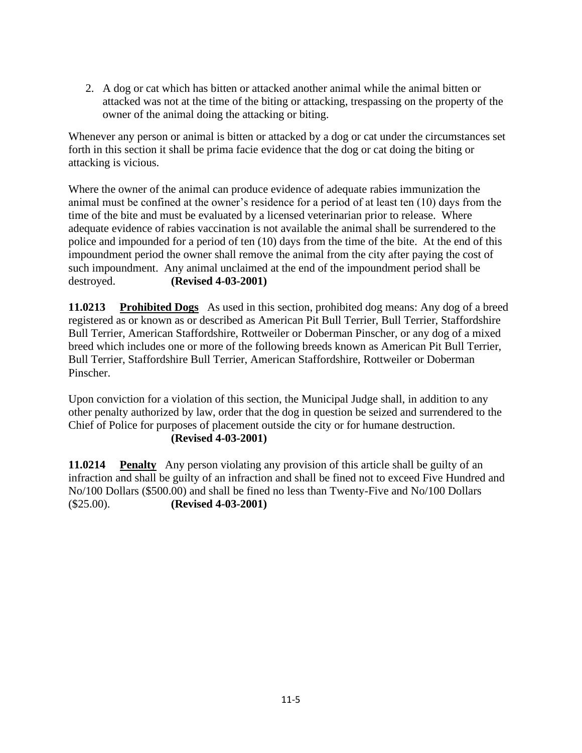2. A dog or cat which has bitten or attacked another animal while the animal bitten or attacked was not at the time of the biting or attacking, trespassing on the property of the owner of the animal doing the attacking or biting.

Whenever any person or animal is bitten or attacked by a dog or cat under the circumstances set forth in this section it shall be prima facie evidence that the dog or cat doing the biting or attacking is vicious.

Where the owner of the animal can produce evidence of adequate rabies immunization the animal must be confined at the owner's residence for a period of at least ten (10) days from the time of the bite and must be evaluated by a licensed veterinarian prior to release. Where adequate evidence of rabies vaccination is not available the animal shall be surrendered to the police and impounded for a period of ten (10) days from the time of the bite. At the end of this impoundment period the owner shall remove the animal from the city after paying the cost of such impoundment. Any animal unclaimed at the end of the impoundment period shall be destroyed. **(Revised 4-03-2001)**

**11.0213** **Prohibited Dogs** As used in this section, prohibited dog means: Any dog of a breed registered as or known as or described as American Pit Bull Terrier, Bull Terrier, Staffordshire Bull Terrier, American Staffordshire, Rottweiler or Doberman Pinscher, or any dog of a mixed breed which includes one or more of the following breeds known as American Pit Bull Terrier, Bull Terrier, Staffordshire Bull Terrier, American Staffordshire, Rottweiler or Doberman Pinscher.

Upon conviction for a violation of this section, the Municipal Judge shall, in addition to any other penalty authorized by law, order that the dog in question be seized and surrendered to the Chief of Police for purposes of placement outside the city or for humane destruction. **(Revised 4-03-2001)**

**11.0214** **Penalty** Any person violating any provision of this article shall be guilty of an infraction and shall be guilty of an infraction and shall be fined not to exceed Five Hundred and No/100 Dollars ($500.00) and shall be fined no less than Twenty-Five and No/100 Dollars ($25.00). **(Revised 4-03-2001)**